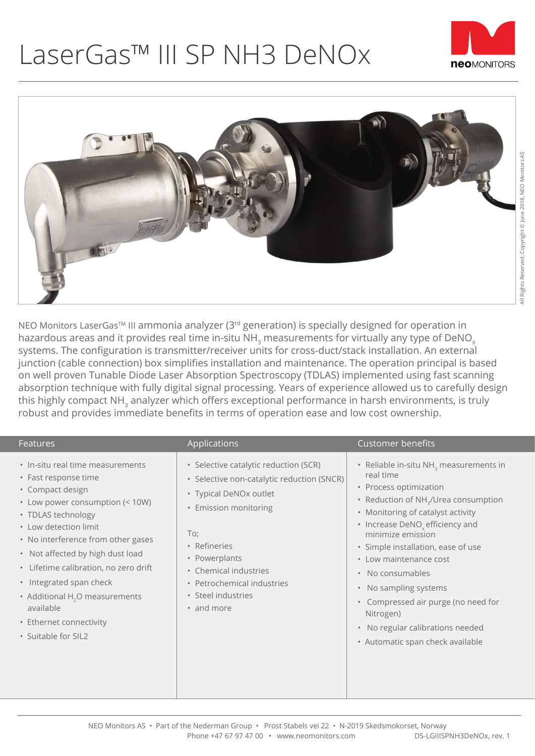# LaserGas™ III SP NH3 DeNOx

NEO Monitors LaserGas™ III ammonia analyzer (3rd generation) is specially designed for operation in hazardous areas and it provides real time in-situ $NH_3$ measurements for virtually any type of $DeNO_x$ systems. The configuration is transmitter/receiver units for cross-duct/stack installation. An external junction (cable connection) box simplifies installation and maintenance. The operation principal is based on well proven Tunable Diode Laser Absorption Spectroscopy (TDLAS) implemented using fast scanning absorption technique with fully digital signal processing. Years of experience allowed us to carefully design this highly compact $NH_3$ analyzer which offers exceptional performance in harsh environments, is truly robust and provides immediate benefits in terms of operation ease and low cost ownership.

## Features

- In-situ real time measurements
- Fast response time
- Compact design
- Low power consumption (< 10W)
- TDLAS technology
- Low detection limit
- No interference from other gases
- Not affected by high dust load
- Lifetime calibration, no zero drift
- Integrated span check
- Additional $H_2O$ measurements available
- Ethernet connectivity
- Suitable for SIL2

## Applications

- Selective catalytic reduction (SCR)
- Selective non-catalytic reduction (SNCR)
- Typical DeNOx outlet
- Emission monitoring

To;

- Refineries
- Powerplants
- Chemical industries
- Petrochemical industries
- Steel industries
- and more

## Customer benefits

- Reliable in-situ $NH_3$ measurements in real time
- Process optimization
- Reduction of $NH_3$/Urea consumption
- Monitoring of catalyst activity
- Increase $DeNO_x$ efficiency and minimize emission
- Simple installation, ease of use
- Low maintenance cost
- No consumables
- No sampling systems
- Compressed air purge (no need for Nitrogen)
- No regular calibrations needed
- Automatic span check available

NEO Monitors AS • Part of the Nederman Group • Prost Stabels vei 22 • N-2019 Skedsmokorset, Norway
Phone +47 67 97 47 00 • www.neomonitors.com

DS-LGIIISPNH3DeNOx, rev. 1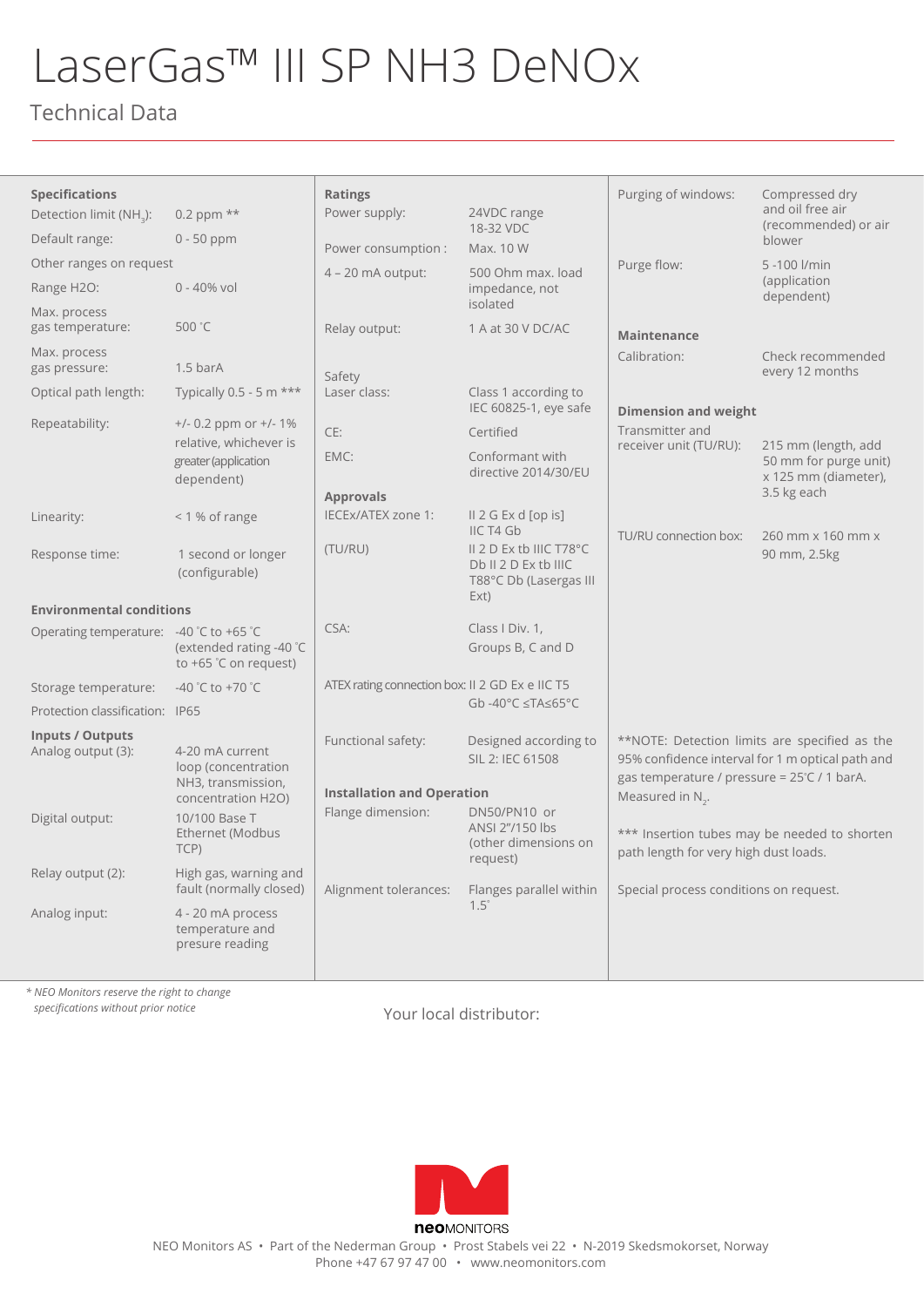# LaserGas™ III SP NH3 DeNOx

## Technical Data

### Specifications

| | |
|---|---|
| Detection limit ($NH_3$): | 0.2 ppm ** |
| Default range: | 0 - 50 ppm |
| Other ranges on request | |
| Range H2O: | 0 - 40% vol |
| Max. process gas temperature: | 500 ˚C |
| Max. process gas pressure: | 1.5 barA |
| Optical path length: | Typically 0.5 - 5 m *** |
| Repeatability: | +/- 0.2 ppm or +/- 1% relative, whichever is greater (application dependent) |
| Linearity: | < 1 % of range |
| Response time: | 1 second or longer (configurable) |

### Environmental conditions

| | |
|---|---|
| Operating temperature: | -40 ˚C to +65 ˚C (extended rating -40 ˚C to +65 ˚C on request) |
| Storage temperature: | -40 ˚C to +70 ˚C |
| Protection classification: | IP65 |

### Inputs / Outputs

| | |
|---|---|
| Analog output (3): | 4-20 mA current loop (concentration NH3, transmission, concentration H2O) |
| Digital output: | 10/100 Base T Ethernet (Modbus TCP) |
| Relay output (2): | High gas, warning and fault (normally closed) |
| Analog input: | 4 - 20 mA process temperature and presure reading |

### Ratings

| | |
|---|---|
| Power supply: | 24VDC range 18-32 VDC |
| Power consumption : | Max. 10 W |
| 4 – 20 mA output: | 500 Ohm max. load impedance, not isolated |
| Relay output: | 1 A at 30 V DC/AC |

### Safety

| | |
|---|---|
| Laser class: | Class 1 according to IEC 60825-1, eye safe |
| CE: | Certified |
| EMC: | Conformant with directive 2014/30/EU |

### Approvals

| | |
|---|---|
| IECEx/ATEX zone 1: (TU/RU) | II 2 G Ex d [op is] IIC T4 Gb<br>II 2 D Ex tb IIIC T78°C Db II 2 D Ex tb IIIC T88°C Db (Lasergas III Ext) |
| CSA: | Class I Div. 1, Groups B, C and D |
| ATEX rating connection box: | II 2 GD Ex e IIC T5 Gb -40°C ≤TA≤65°C |
| Functional safety: | Designed according to SIL 2: IEC 61508 |

### Installation and Operation

| | |
|---|---|
| Flange dimension: | DN50/PN10 or ANSI 2"/150 lbs (other dimensions on request) |
| Alignment tolerances: | Flanges parallel within 1.5˚ |
| Purging of windows: | Compressed dry and oil free air (recommended) or air blower |
| Purge flow: | 5 -100 l/min (application dependent) |

### Maintenance

| | |
|---|---|
| Calibration: | Check recommended every 12 months |

### Dimension and weight

| | |
|---|---|
| Transmitter and receiver unit (TU/RU): | 215 mm (length, add 50 mm for purge unit) x 125 mm (diameter), 3.5 kg each |
| TU/RU connection box: | 260 mm x 160 mm x 90 mm, 2.5kg |

**NOTE: Detection limits are specified as the 95% confidence interval for 1 m optical path and gas temperature / pressure = 25˚C / 1 barA. Measured in $N_2$.

*** Insertion tubes may be needed to shorten path length for very high dust loads.

Special process conditions on request.

*\* NEO Monitors reserve the right to change specifications without prior notice*

Your local distributor:

**neo**MONITORS

NEO Monitors AS • Part of the Nederman Group • Prost Stabels vei 22 • N-2019 Skedsmokorset, Norway
Phone +47 67 97 47 00 • www.neomonitors.com